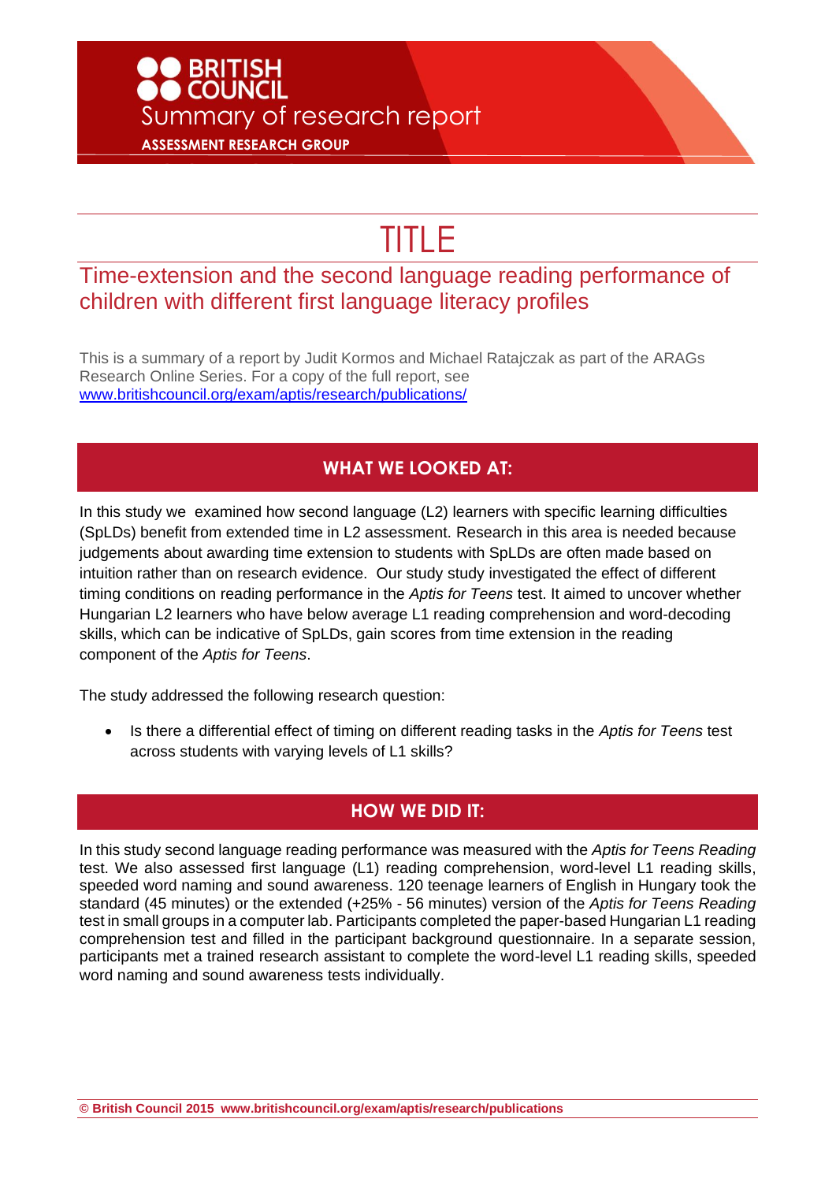**BRITISH COUNCIL**

Summary of research report

**ASSESSMENT RESEARCH GROUP**

# TITLE

## Time-extension and the second language reading performance of children with different first language literacy profiles

This is a summary of a report by Judit Kormos and Michael Ratajczak as part of the ARAGs Research Online Series. For a copy of the full report, see www.britishcouncil.org/exam/aptis/research/publications/

## WHAT WE LOOKED AT:

In this study we examined how second language (L2) learners with specific learning difficulties (SpLDs) benefit from extended time in L2 assessment. Research in this area is needed because judgements about awarding time extension to students with SpLDs are often made based on intuition rather than on research evidence. Our study study investigated the effect of different timing conditions on reading performance in the *Aptis for Teens* test. It aimed to uncover whether Hungarian L2 learners who have below average L1 reading comprehension and word-decoding skills, which can be indicative of SpLDs, gain scores from time extension in the reading component of the *Aptis for Teens*.

The study addressed the following research question:

- Is there a differential effect of timing on different reading tasks in the *Aptis for Teens* test across students with varying levels of L1 skills?

## HOW WE DID IT:

In this study second language reading performance was measured with the *Aptis for Teens Reading* test. We also assessed first language (L1) reading comprehension, word-level L1 reading skills, speeded word naming and sound awareness. 120 teenage learners of English in Hungary took the standard (45 minutes) or the extended (+25% - 56 minutes) version of the *Aptis for Teens Reading* test in small groups in a computer lab. Participants completed the paper-based Hungarian L1 reading comprehension test and filled in the participant background questionnaire. In a separate session, participants met a trained research assistant to complete the word-level L1 reading skills, speeded word naming and sound awareness tests individually.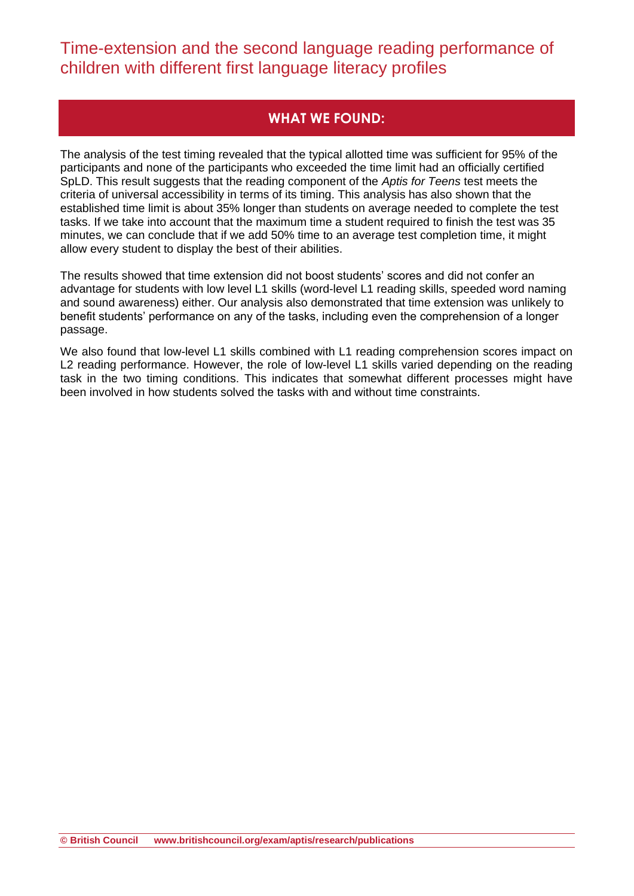# Time-extension and the second language reading performance of children with different first language literacy profiles

## WHAT WE FOUND:

The analysis of the test timing revealed that the typical allotted time was sufficient for 95% of the participants and none of the participants who exceeded the time limit had an officially certified SpLD. This result suggests that the reading component of the *Aptis for Teens* test meets the criteria of universal accessibility in terms of its timing. This analysis has also shown that the established time limit is about 35% longer than students on average needed to complete the test tasks. If we take into account that the maximum time a student required to finish the test was 35 minutes, we can conclude that if we add 50% time to an average test completion time, it might allow every student to display the best of their abilities.

The results showed that time extension did not boost students' scores and did not confer an advantage for students with low level L1 skills (word-level L1 reading skills, speeded word naming and sound awareness) either. Our analysis also demonstrated that time extension was unlikely to benefit students' performance on any of the tasks, including even the comprehension of a longer passage.

We also found that low-level L1 skills combined with L1 reading comprehension scores impact on L2 reading performance. However, the role of low-level L1 skills varied depending on the reading task in the two timing conditions. This indicates that somewhat different processes might have been involved in how students solved the tasks with and without time constraints.